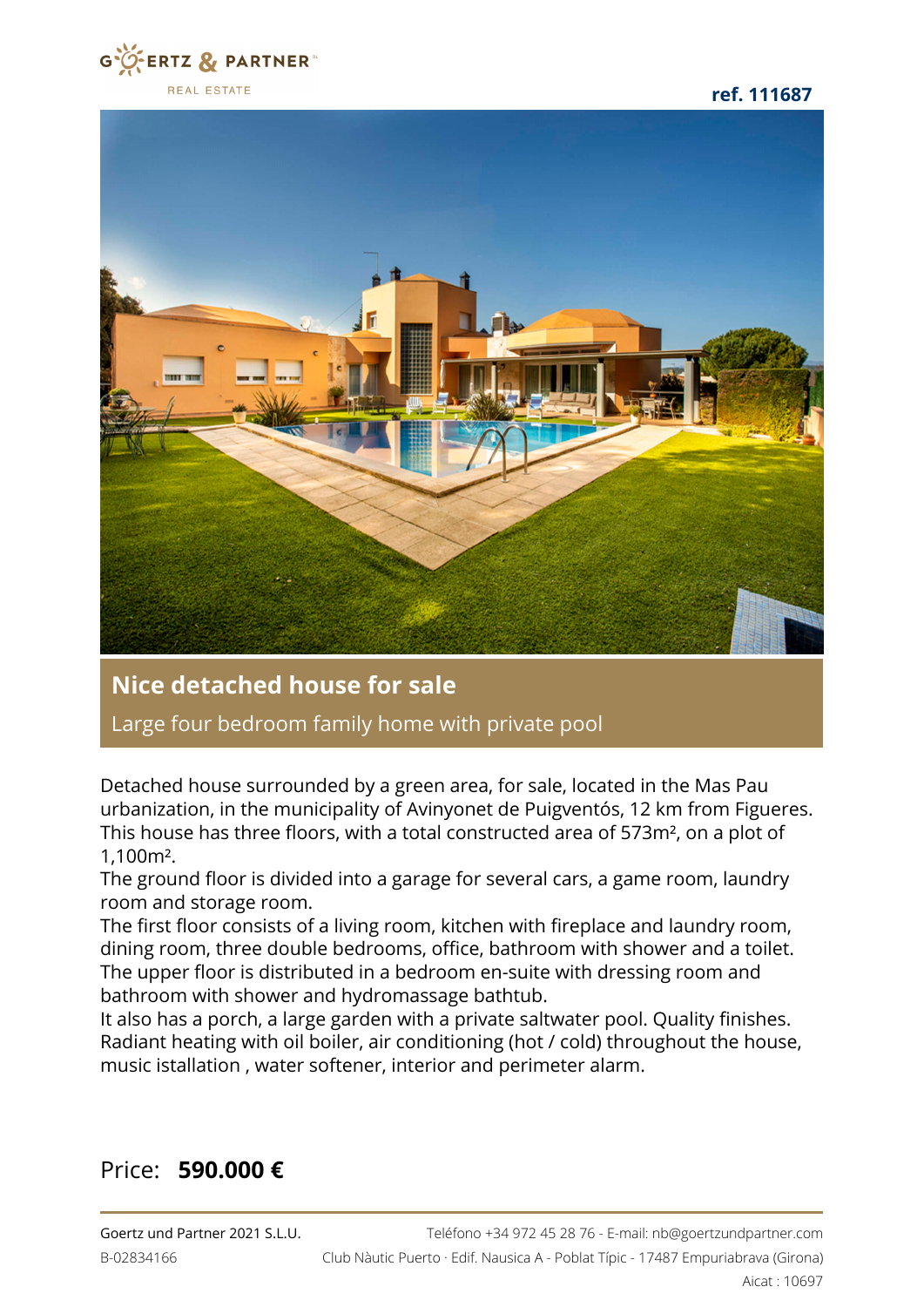GOERTZ & PARTNER
REAL ESTATE

**ref. 111687**

# Nice detached house for sale

Large four bedroom family home with private pool

Detached house surrounded by a green area, for sale, located in the Mas Pau urbanization, in the municipality of Avinyonet de Puigventós, 12 km from Figueres. This house has three floors, with a total constructed area of 573m², on a plot of 1,100m².
The ground floor is divided into a garage for several cars, a game room, laundry room and storage room.
The first floor consists of a living room, kitchen with fireplace and laundry room, dining room, three double bedrooms, office, bathroom with shower and a toilet.
The upper floor is distributed in a bedroom en-suite with dressing room and bathroom with shower and hydromassage bathtub.
It also has a porch, a large garden with a private saltwater pool. Quality finishes. Radiant heating with oil boiler, air conditioning (hot / cold) throughout the house, music istallation , water softener, interior and perimeter alarm.

Price: **590.000 €**

Goertz und Partner 2021 S.L.U.
B-02834166

Teléfono +34 972 45 28 76 - E-mail: nb@goertzundpartner.com
Club Nàutic Puerto · Edif. Nausica A - Poblat Típic - 17487 Empuriabrava (Girona)
Aicat : 10697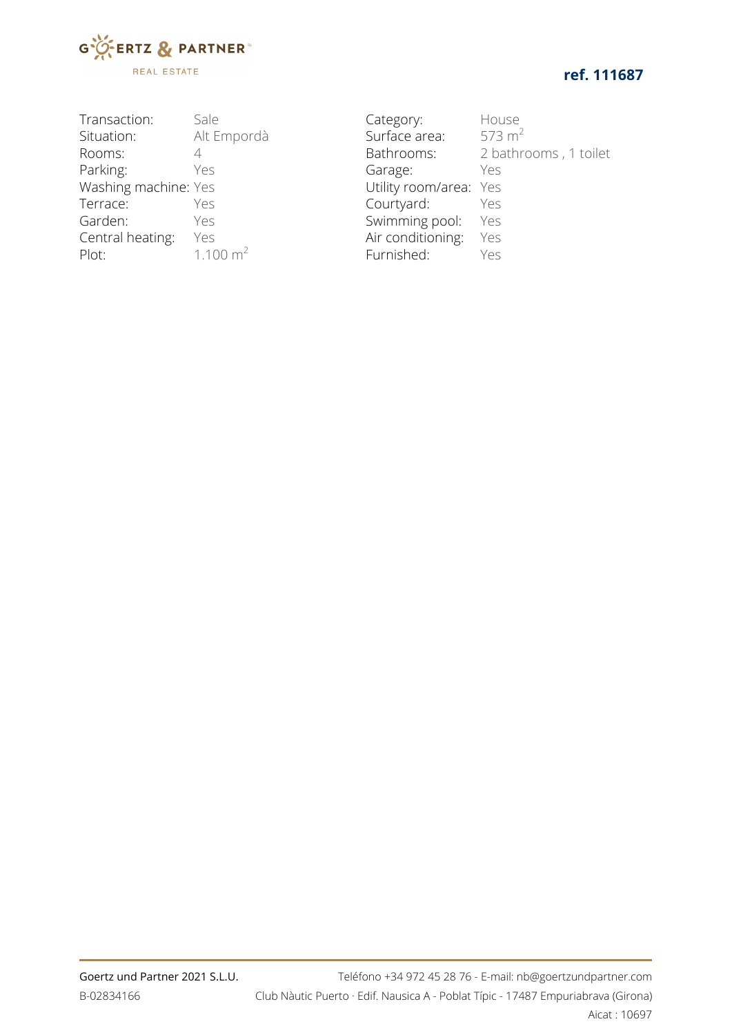ref. 111687

| | | | |
|---|---|---|---|
| Transaction: | Sale | Category: | House |
| Situation: | Alt Empordà | Surface area: | 573 m$^2$ |
| Rooms: | 4 | Bathrooms: | 2 bathrooms , 1 toilet |
| Parking: | Yes | Garage: | Yes |
| Washing machine: | Yes | Utility room/area: | Yes |
| Terrace: | Yes | Courtyard: | Yes |
| Garden: | Yes | Swimming pool: | Yes |
| Central heating: | Yes | Air conditioning: | Yes |
| Plot: | 1.100 m$^2$ | Furnished: | Yes |

Goertz und Partner 2021 S.L.U.
B-02834166

Teléfono +34 972 45 28 76 - E-mail: nb@goertzundpartner.com
Club Nàutic Puerto · Edif. Nausica A - Poblat Típic - 17487 Empuriabrava (Girona)
Aicat : 10697